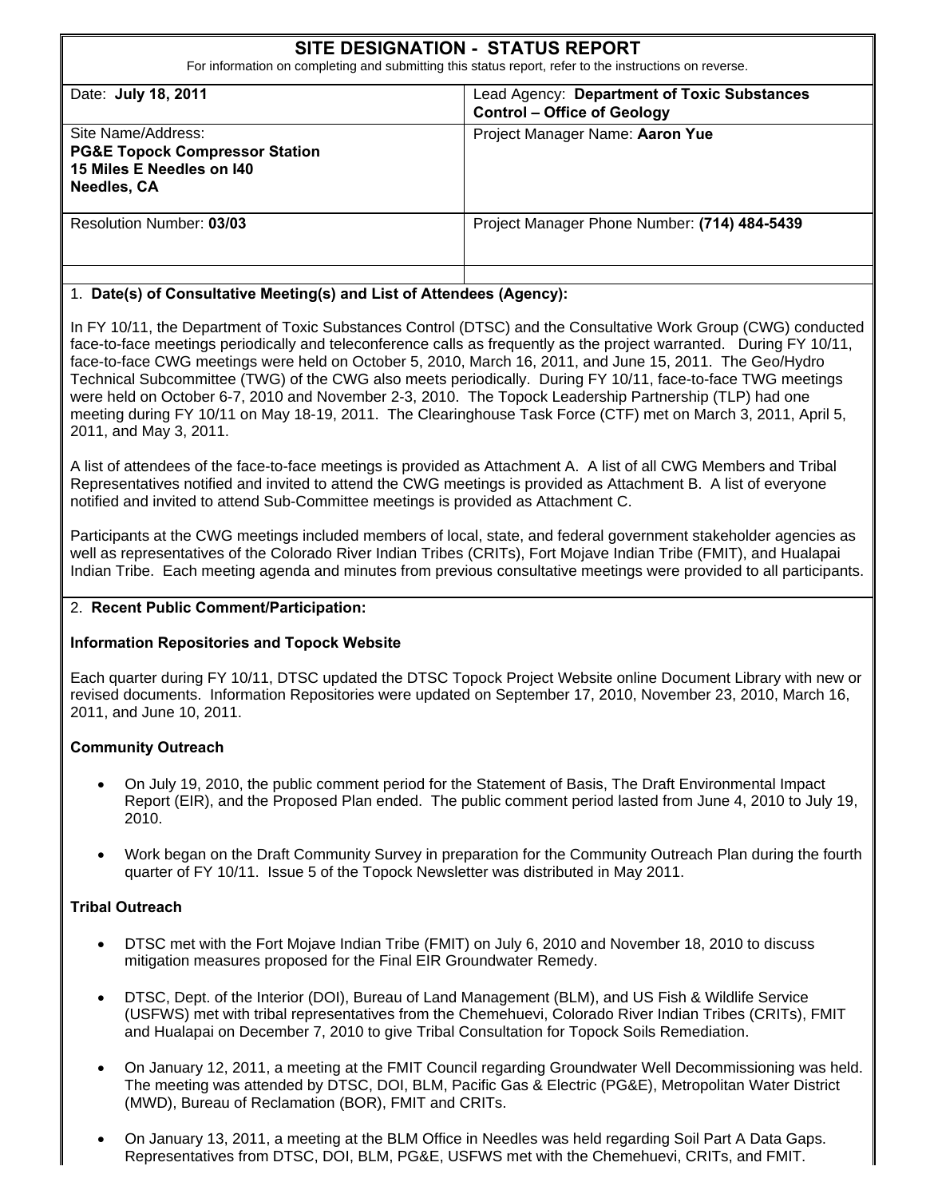# SITE DESIGNATION - STATUS REPORT

For information on completing and submitting this status report, refer to the instructions on reverse.

| | |
|---|---|
| Date: **July 18, 2011** | Lead Agency: **Department of Toxic Substances Control – Office of Geology** |
| Site Name/Address: **PG&E Topock Compressor Station 15 Miles E Needles on I40 Needles, CA** | Project Manager Name: **Aaron Yue** |
| Resolution Number: **03/03** | Project Manager Phone Number: **(714) 484-5439** |
| | |

1. **Date(s) of Consultative Meeting(s) and List of Attendees (Agency):**

In FY 10/11, the Department of Toxic Substances Control (DTSC) and the Consultative Work Group (CWG) conducted face-to-face meetings periodically and teleconference calls as frequently as the project warranted. During FY 10/11, face-to-face CWG meetings were held on October 5, 2010, March 16, 2011, and June 15, 2011. The Geo/Hydro Technical Subcommittee (TWG) of the CWG also meets periodically. During FY 10/11, face-to-face TWG meetings were held on October 6-7, 2010 and November 2-3, 2010. The Topock Leadership Partnership (TLP) had one meeting during FY 10/11 on May 18-19, 2011. The Clearinghouse Task Force (CTF) met on March 3, 2011, April 5, 2011, and May 3, 2011.

A list of attendees of the face-to-face meetings is provided as Attachment A. A list of all CWG Members and Tribal Representatives notified and invited to attend the CWG meetings is provided as Attachment B. A list of everyone notified and invited to attend Sub-Committee meetings is provided as Attachment C.

Participants at the CWG meetings included members of local, state, and federal government stakeholder agencies as well as representatives of the Colorado River Indian Tribes (CRITs), Fort Mojave Indian Tribe (FMIT), and Hualapai Indian Tribe. Each meeting agenda and minutes from previous consultative meetings were provided to all participants.

2. **Recent Public Comment/Participation:**

**Information Repositories and Topock Website**

Each quarter during FY 10/11, DTSC updated the DTSC Topock Project Website online Document Library with new or revised documents. Information Repositories were updated on September 17, 2010, November 23, 2010, March 16, 2011, and June 10, 2011.

**Community Outreach**

- On July 19, 2010, the public comment period for the Statement of Basis, The Draft Environmental Impact Report (EIR), and the Proposed Plan ended. The public comment period lasted from June 4, 2010 to July 19, 2010.
- Work began on the Draft Community Survey in preparation for the Community Outreach Plan during the fourth quarter of FY 10/11. Issue 5 of the Topock Newsletter was distributed in May 2011.

**Tribal Outreach**

- DTSC met with the Fort Mojave Indian Tribe (FMIT) on July 6, 2010 and November 18, 2010 to discuss mitigation measures proposed for the Final EIR Groundwater Remedy.
- DTSC, Dept. of the Interior (DOI), Bureau of Land Management (BLM), and US Fish & Wildlife Service (USFWS) met with tribal representatives from the Chemehuevi, Colorado River Indian Tribes (CRITs), FMIT and Hualapai on December 7, 2010 to give Tribal Consultation for Topock Soils Remediation.
- On January 12, 2011, a meeting at the FMIT Council regarding Groundwater Well Decommissioning was held. The meeting was attended by DTSC, DOI, BLM, Pacific Gas & Electric (PG&E), Metropolitan Water District (MWD), Bureau of Reclamation (BOR), FMIT and CRITs.
- On January 13, 2011, a meeting at the BLM Office in Needles was held regarding Soil Part A Data Gaps. Representatives from DTSC, DOI, BLM, PG&E, USFWS met with the Chemehuevi, CRITs, and FMIT.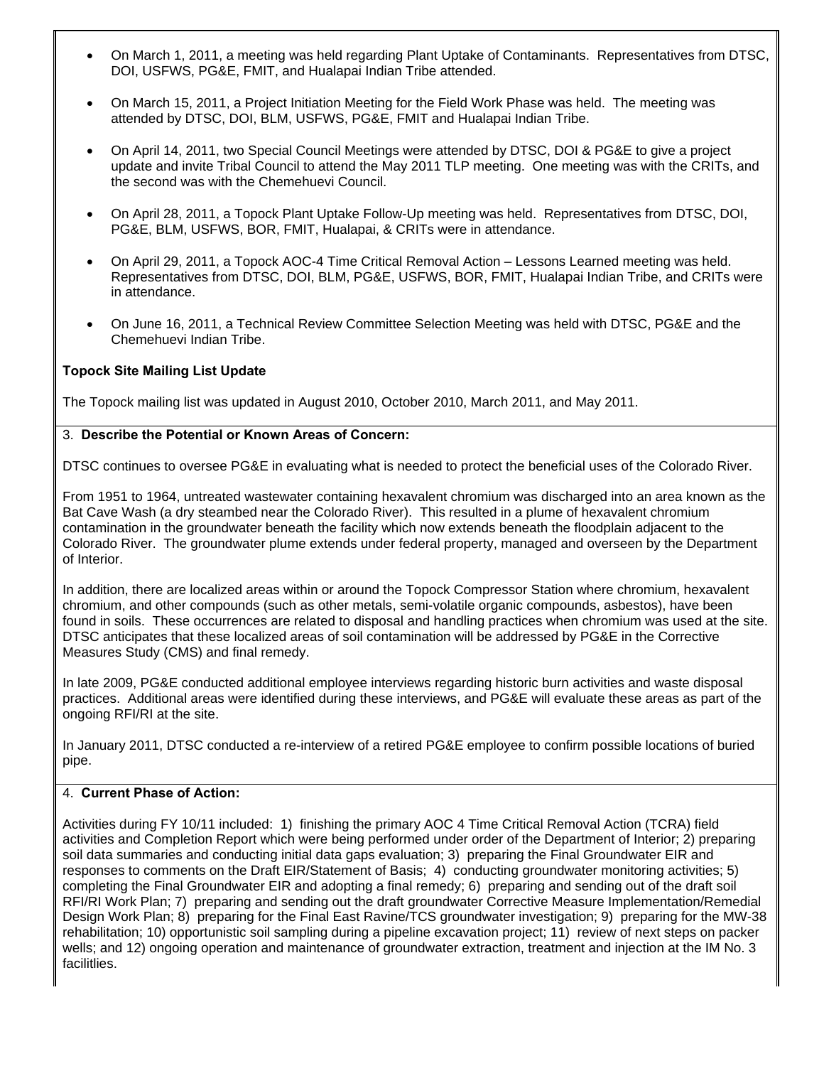- On March 1, 2011, a meeting was held regarding Plant Uptake of Contaminants. Representatives from DTSC, DOI, USFWS, PG&E, FMIT, and Hualapai Indian Tribe attended.
- On March 15, 2011, a Project Initiation Meeting for the Field Work Phase was held. The meeting was attended by DTSC, DOI, BLM, USFWS, PG&E, FMIT and Hualapai Indian Tribe.
- On April 14, 2011, two Special Council Meetings were attended by DTSC, DOI & PG&E to give a project update and invite Tribal Council to attend the May 2011 TLP meeting. One meeting was with the CRITs, and the second was with the Chemehuevi Council.
- On April 28, 2011, a Topock Plant Uptake Follow-Up meeting was held. Representatives from DTSC, DOI, PG&E, BLM, USFWS, BOR, FMIT, Hualapai, & CRITs were in attendance.
- On April 29, 2011, a Topock AOC-4 Time Critical Removal Action – Lessons Learned meeting was held. Representatives from DTSC, DOI, BLM, PG&E, USFWS, BOR, FMIT, Hualapai Indian Tribe, and CRITs were in attendance.
- On June 16, 2011, a Technical Review Committee Selection Meeting was held with DTSC, PG&E and the Chemehuevi Indian Tribe.

**Topock Site Mailing List Update**

The Topock mailing list was updated in August 2010, October 2010, March 2011, and May 2011.

3. **Describe the Potential or Known Areas of Concern:**

DTSC continues to oversee PG&E in evaluating what is needed to protect the beneficial uses of the Colorado River.

From 1951 to 1964, untreated wastewater containing hexavalent chromium was discharged into an area known as the Bat Cave Wash (a dry steambed near the Colorado River). This resulted in a plume of hexavalent chromium contamination in the groundwater beneath the facility which now extends beneath the floodplain adjacent to the Colorado River. The groundwater plume extends under federal property, managed and overseen by the Department of Interior.

In addition, there are localized areas within or around the Topock Compressor Station where chromium, hexavalent chromium, and other compounds (such as other metals, semi-volatile organic compounds, asbestos), have been found in soils. These occurrences are related to disposal and handling practices when chromium was used at the site. DTSC anticipates that these localized areas of soil contamination will be addressed by PG&E in the Corrective Measures Study (CMS) and final remedy.

In late 2009, PG&E conducted additional employee interviews regarding historic burn activities and waste disposal practices. Additional areas were identified during these interviews, and PG&E will evaluate these areas as part of the ongoing RFI/RI at the site.

In January 2011, DTSC conducted a re-interview of a retired PG&E employee to confirm possible locations of buried pipe.

4. **Current Phase of Action:**

Activities during FY 10/11 included: 1) finishing the primary AOC 4 Time Critical Removal Action (TCRA) field activities and Completion Report which were being performed under order of the Department of Interior; 2) preparing soil data summaries and conducting initial data gaps evaluation; 3) preparing the Final Groundwater EIR and responses to comments on the Draft EIR/Statement of Basis; 4) conducting groundwater monitoring activities; 5) completing the Final Groundwater EIR and adopting a final remedy; 6) preparing and sending out of the draft soil RFI/RI Work Plan; 7) preparing and sending out the draft groundwater Corrective Measure Implementation/Remedial Design Work Plan; 8) preparing for the Final East Ravine/TCS groundwater investigation; 9) preparing for the MW-38 rehabilitation; 10) opportunistic soil sampling during a pipeline excavation project; 11) review of next steps on packer wells; and 12) ongoing operation and maintenance of groundwater extraction, treatment and injection at the IM No. 3 facilitlies.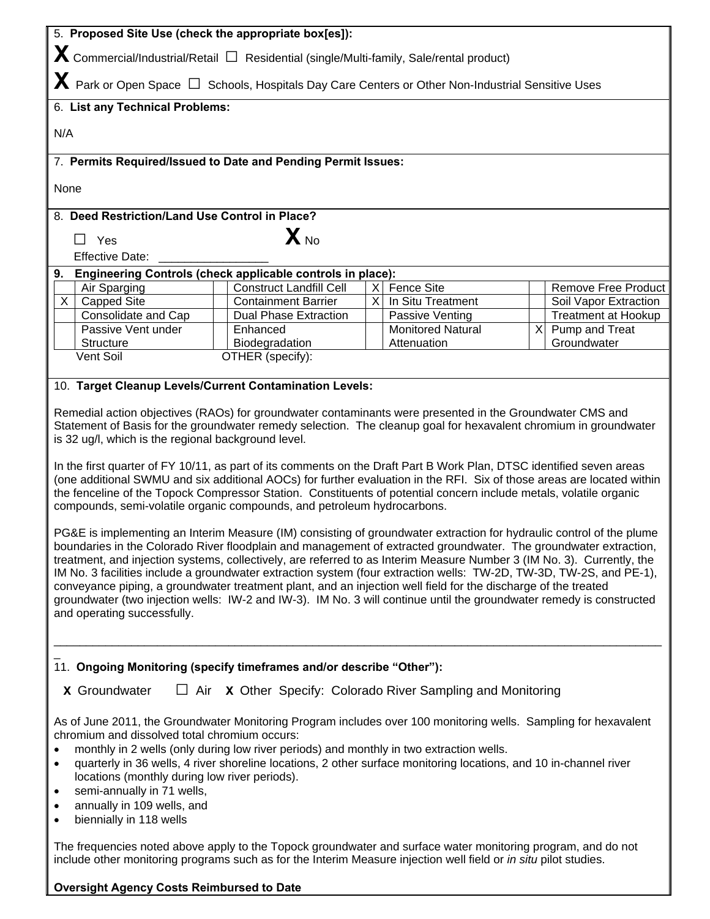5. **Proposed Site Use (check the appropriate box[es]):**

**X** Commercial/Industrial/Retail ☐ Residential (single/Multi-family, Sale/rental product)

**X** Park or Open Space ☐ Schools, Hospitals Day Care Centers or Other Non-Industrial Sensitive Uses

6. **List any Technical Problems:**

N/A

7. **Permits Required/Issued to Date and Pending Permit Issues:**

None

8. **Deed Restriction/Land Use Control in Place?**

☐ Yes **X** No

Effective Date: ________________

9. **Engineering Controls (check applicable controls in place):**

| | | | | | | | |
|---|---|---|---|---|---|---|---|
| | Air Sparging | | Construct Landfill Cell | X | Fence Site | | Remove Free Product |
| X | Capped Site | | Containment Barrier | X | In Situ Treatment | | Soil Vapor Extraction |
| | Consolidate and Cap | | Dual Phase Extraction | | Passive Venting | | Treatment at Hookup |
| | Passive Vent under Structure | | Enhanced Biodegradation | | Monitored Natural Attenuation | X | Pump and Treat Groundwater |
| | Vent Soil | | OTHER (specify): | | | | |

10. **Target Cleanup Levels/Current Contamination Levels:**

Remedial action objectives (RAOs) for groundwater contaminants were presented in the Groundwater CMS and Statement of Basis for the groundwater remedy selection. The cleanup goal for hexavalent chromium in groundwater is 32 ug/l, which is the regional background level.

In the first quarter of FY 10/11, as part of its comments on the Draft Part B Work Plan, DTSC identified seven areas (one additional SWMU and six additional AOCs) for further evaluation in the RFI. Six of those areas are located within the fenceline of the Topock Compressor Station. Constituents of potential concern include metals, volatile organic compounds, semi-volatile organic compounds, and petroleum hydrocarbons.

PG&E is implementing an Interim Measure (IM) consisting of groundwater extraction for hydraulic control of the plume boundaries in the Colorado River floodplain and management of extracted groundwater. The groundwater extraction, treatment, and injection systems, collectively, are referred to as Interim Measure Number 3 (IM No. 3). Currently, the IM No. 3 facilities include a groundwater extraction system (four extraction wells: TW-2D, TW-3D, TW-2S, and PE-1), conveyance piping, a groundwater treatment plant, and an injection well field for the discharge of the treated groundwater (two injection wells: IW-2 and IW-3). IM No. 3 will continue until the groundwater remedy is constructed and operating successfully.

11. **Ongoing Monitoring (specify timeframes and/or describe "Other"):**

**X** Groundwater ☐ Air **X** Other Specify: Colorado River Sampling and Monitoring

As of June 2011, the Groundwater Monitoring Program includes over 100 monitoring wells. Sampling for hexavalent chromium and dissolved total chromium occurs:

- monthly in 2 wells (only during low river periods) and monthly in two extraction wells.
- quarterly in 36 wells, 4 river shoreline locations, 2 other surface monitoring locations, and 10 in-channel river locations (monthly during low river periods).
- semi-annually in 71 wells,
- annually in 109 wells, and
- biennially in 118 wells

The frequencies noted above apply to the Topock groundwater and surface water monitoring program, and do not include other monitoring programs such as for the Interim Measure injection well field or *in situ* pilot studies.

**Oversight Agency Costs Reimbursed to Date**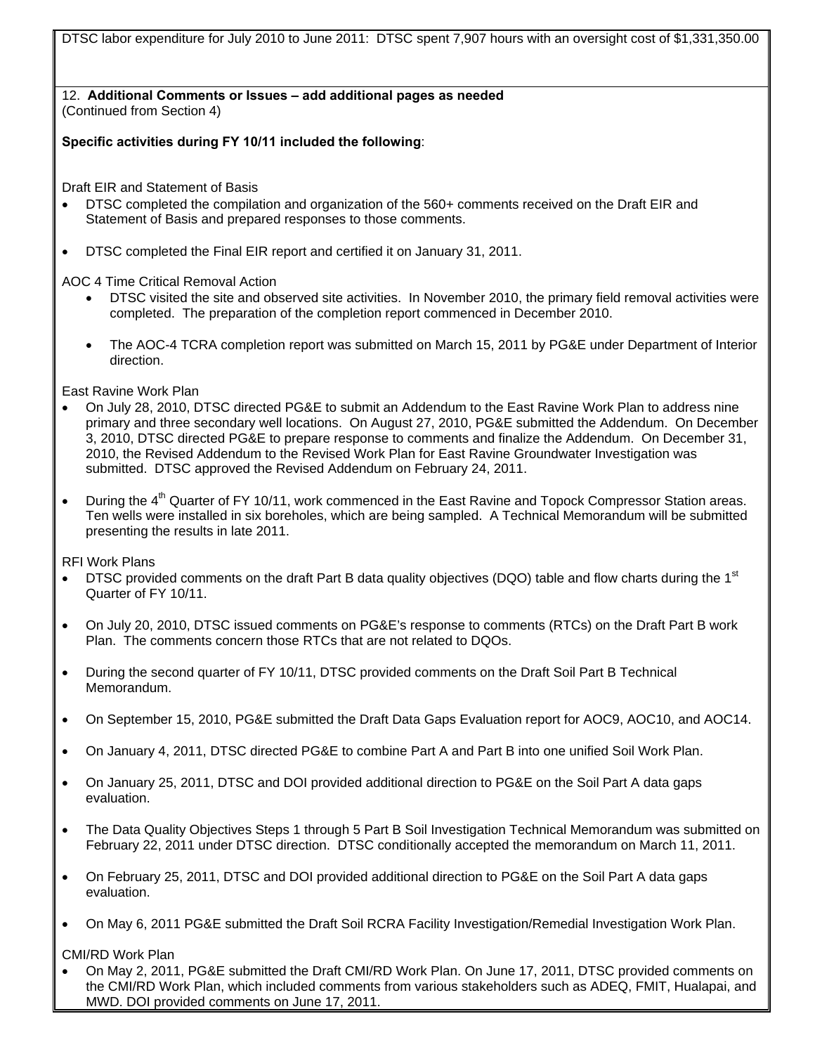DTSC labor expenditure for July 2010 to June 2011: DTSC spent 7,907 hours with an oversight cost of $1,331,350.00

12. **Additional Comments or Issues – add additional pages as needed**
(Continued from Section 4)

**Specific activities during FY 10/11 included the following**:

Draft EIR and Statement of Basis

- DTSC completed the compilation and organization of the 560+ comments received on the Draft EIR and Statement of Basis and prepared responses to those comments.
- DTSC completed the Final EIR report and certified it on January 31, 2011.

AOC 4 Time Critical Removal Action

- DTSC visited the site and observed site activities. In November 2010, the primary field removal activities were completed. The preparation of the completion report commenced in December 2010.
- The AOC-4 TCRA completion report was submitted on March 15, 2011 by PG&E under Department of Interior direction.

East Ravine Work Plan

- On July 28, 2010, DTSC directed PG&E to submit an Addendum to the East Ravine Work Plan to address nine primary and three secondary well locations. On August 27, 2010, PG&E submitted the Addendum. On December 3, 2010, DTSC directed PG&E to prepare response to comments and finalize the Addendum. On December 31, 2010, the Revised Addendum to the Revised Work Plan for East Ravine Groundwater Investigation was submitted. DTSC approved the Revised Addendum on February 24, 2011.
- During the 4th Quarter of FY 10/11, work commenced in the East Ravine and Topock Compressor Station areas. Ten wells were installed in six boreholes, which are being sampled. A Technical Memorandum will be submitted presenting the results in late 2011.

RFI Work Plans

- DTSC provided comments on the draft Part B data quality objectives (DQO) table and flow charts during the 1st Quarter of FY 10/11.
- On July 20, 2010, DTSC issued comments on PG&E's response to comments (RTCs) on the Draft Part B work Plan. The comments concern those RTCs that are not related to DQOs.
- During the second quarter of FY 10/11, DTSC provided comments on the Draft Soil Part B Technical Memorandum.
- On September 15, 2010, PG&E submitted the Draft Data Gaps Evaluation report for AOC9, AOC10, and AOC14.
- On January 4, 2011, DTSC directed PG&E to combine Part A and Part B into one unified Soil Work Plan.
- On January 25, 2011, DTSC and DOI provided additional direction to PG&E on the Soil Part A data gaps evaluation.
- The Data Quality Objectives Steps 1 through 5 Part B Soil Investigation Technical Memorandum was submitted on February 22, 2011 under DTSC direction. DTSC conditionally accepted the memorandum on March 11, 2011.
- On February 25, 2011, DTSC and DOI provided additional direction to PG&E on the Soil Part A data gaps evaluation.
- On May 6, 2011 PG&E submitted the Draft Soil RCRA Facility Investigation/Remedial Investigation Work Plan.

CMI/RD Work Plan

- On May 2, 2011, PG&E submitted the Draft CMI/RD Work Plan. On June 17, 2011, DTSC provided comments on the CMI/RD Work Plan, which included comments from various stakeholders such as ADEQ, FMIT, Hualapai, and MWD. DOI provided comments on June 17, 2011.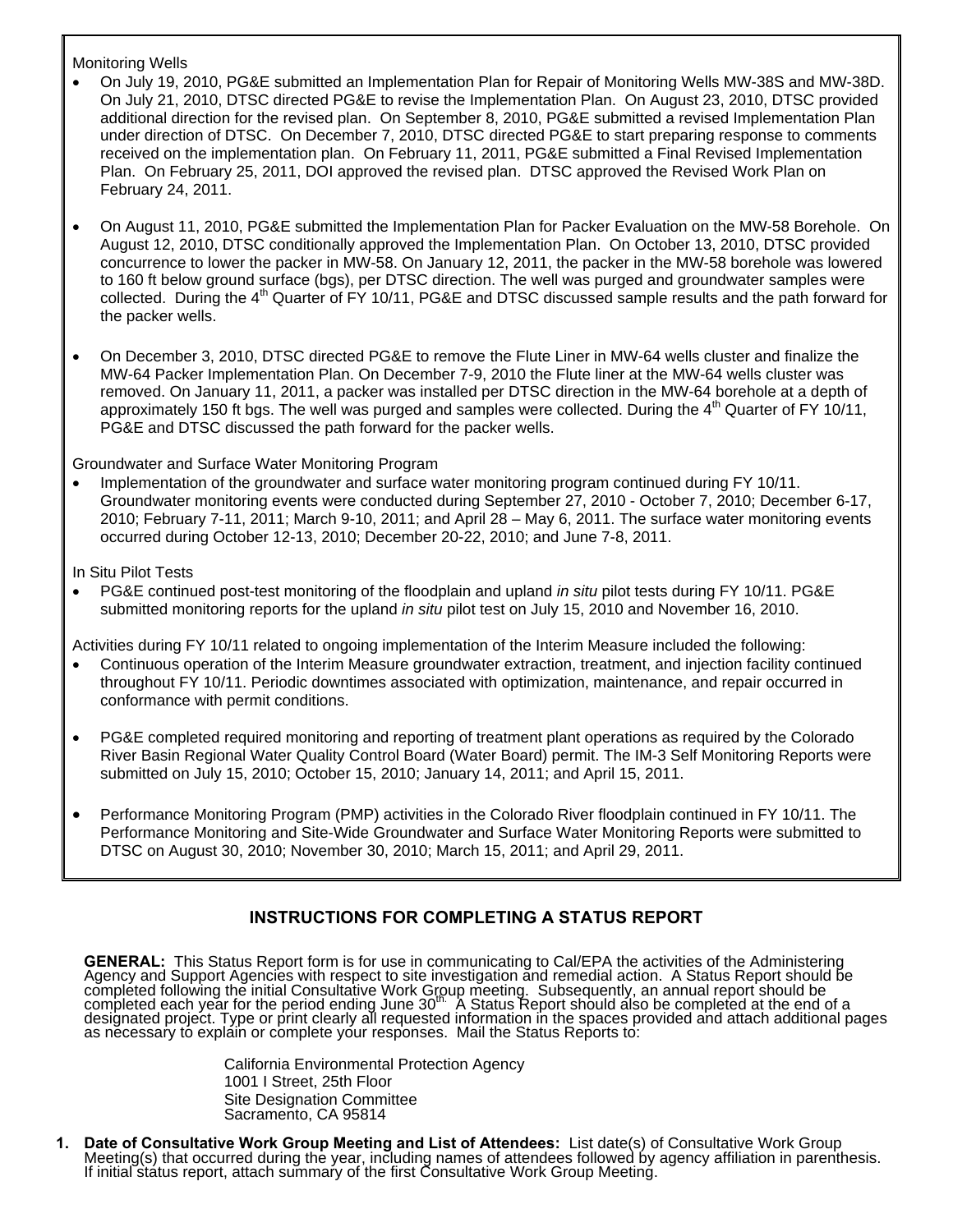Monitoring Wells

- On July 19, 2010, PG&E submitted an Implementation Plan for Repair of Monitoring Wells MW-38S and MW-38D. On July 21, 2010, DTSC directed PG&E to revise the Implementation Plan. On August 23, 2010, DTSC provided additional direction for the revised plan. On September 8, 2010, PG&E submitted a revised Implementation Plan under direction of DTSC. On December 7, 2010, DTSC directed PG&E to start preparing response to comments received on the implementation plan. On February 11, 2011, PG&E submitted a Final Revised Implementation Plan. On February 25, 2011, DOI approved the revised plan. DTSC approved the Revised Work Plan on February 24, 2011.

- On August 11, 2010, PG&E submitted the Implementation Plan for Packer Evaluation on the MW-58 Borehole. On August 12, 2010, DTSC conditionally approved the Implementation Plan. On October 13, 2010, DTSC provided concurrence to lower the packer in MW-58. On January 12, 2011, the packer in the MW-58 borehole was lowered to 160 ft below ground surface (bgs), per DTSC direction. The well was purged and groundwater samples were collected. During the 4th Quarter of FY 10/11, PG&E and DTSC discussed sample results and the path forward for the packer wells.

- On December 3, 2010, DTSC directed PG&E to remove the Flute Liner in MW-64 wells cluster and finalize the MW-64 Packer Implementation Plan. On December 7-9, 2010 the Flute liner at the MW-64 wells cluster was removed. On January 11, 2011, a packer was installed per DTSC direction in the MW-64 borehole at a depth of approximately 150 ft bgs. The well was purged and samples were collected. During the 4th Quarter of FY 10/11, PG&E and DTSC discussed the path forward for the packer wells.

Groundwater and Surface Water Monitoring Program

- Implementation of the groundwater and surface water monitoring program continued during FY 10/11. Groundwater monitoring events were conducted during September 27, 2010 - October 7, 2010; December 6-17, 2010; February 7-11, 2011; March 9-10, 2011; and April 28 – May 6, 2011. The surface water monitoring events occurred during October 12-13, 2010; December 20-22, 2010; and June 7-8, 2011.

In Situ Pilot Tests

- PG&E continued post-test monitoring of the floodplain and upland *in situ* pilot tests during FY 10/11. PG&E submitted monitoring reports for the upland *in situ* pilot test on July 15, 2010 and November 16, 2010.

Activities during FY 10/11 related to ongoing implementation of the Interim Measure included the following:

- Continuous operation of the Interim Measure groundwater extraction, treatment, and injection facility continued throughout FY 10/11. Periodic downtimes associated with optimization, maintenance, and repair occurred in conformance with permit conditions.

- PG&E completed required monitoring and reporting of treatment plant operations as required by the Colorado River Basin Regional Water Quality Control Board (Water Board) permit. The IM-3 Self Monitoring Reports were submitted on July 15, 2010; October 15, 2010; January 14, 2011; and April 15, 2011.

- Performance Monitoring Program (PMP) activities in the Colorado River floodplain continued in FY 10/11. The Performance Monitoring and Site-Wide Groundwater and Surface Water Monitoring Reports were submitted to DTSC on August 30, 2010; November 30, 2010; March 15, 2011; and April 29, 2011.

## INSTRUCTIONS FOR COMPLETING A STATUS REPORT

**GENERAL:** This Status Report form is for use in communicating to Cal/EPA the activities of the Administering Agency and Support Agencies with respect to site investigation and remedial action. A Status Report should be completed following the initial Consultative Work Group meeting. Subsequently, an annual report should be completed each year for the period ending June 30th. A Status Report should also be completed at the end of a designated project. Type or print clearly all requested information in the spaces provided and attach additional pages as necessary to explain or complete your responses. Mail the Status Reports to:

California Environmental Protection Agency
1001 I Street, 25th Floor
Site Designation Committee
Sacramento, CA 95814

1. **Date of Consultative Work Group Meeting and List of Attendees:** List date(s) of Consultative Work Group Meeting(s) that occurred during the year, including names of attendees followed by agency affiliation in parenthesis. If initial status report, attach summary of the first Consultative Work Group Meeting.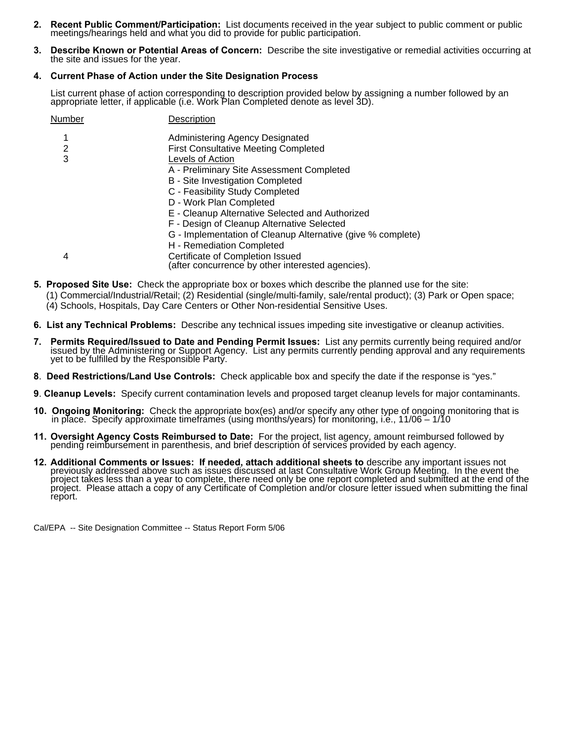2. **Recent Public Comment/Participation:** List documents received in the year subject to public comment or public meetings/hearings held and what you did to provide for public participation.

3. **Describe Known or Potential Areas of Concern:** Describe the site investigative or remedial activities occurring at the site and issues for the year.

4. **Current Phase of Action under the Site Designation Process**

   List current phase of action corresponding to description provided below by assigning a number followed by an appropriate letter, if applicable (i.e. Work Plan Completed denote as level 3D).

| Number | Description |
| --- | --- |
| 1 | Administering Agency Designated |
| 2 | First Consultative Meeting Completed |
| 3 | Levels of Action |
| | A - Preliminary Site Assessment Completed |
| | B - Site Investigation Completed |
| | C - Feasibility Study Completed |
| | D - Work Plan Completed |
| | E - Cleanup Alternative Selected and Authorized |
| | F - Design of Cleanup Alternative Selected |
| | G - Implementation of Cleanup Alternative (give % complete) |
| | H - Remediation Completed |
| 4 | Certificate of Completion Issued (after concurrence by other interested agencies). |

5. **Proposed Site Use:** Check the appropriate box or boxes which describe the planned use for the site: (1) Commercial/Industrial/Retail; (2) Residential (single/multi-family, sale/rental product); (3) Park or Open space; (4) Schools, Hospitals, Day Care Centers or Other Non-residential Sensitive Uses.

6. **List any Technical Problems:** Describe any technical issues impeding site investigative or cleanup activities.

7. **Permits Required/Issued to Date and Pending Permit Issues:** List any permits currently being required and/or issued by the Administering or Support Agency. List any permits currently pending approval and any requirements yet to be fulfilled by the Responsible Party.

8. **Deed Restrictions/Land Use Controls:** Check applicable box and specify the date if the response is "yes."

9. **Cleanup Levels:** Specify current contamination levels and proposed target cleanup levels for major contaminants.

10. **Ongoing Monitoring:** Check the appropriate box(es) and/or specify any other type of ongoing monitoring that is in place. Specify approximate timeframes (using months/years) for monitoring, i.e., 11/06 – 1/10

11. **Oversight Agency Costs Reimbursed to Date:** For the project, list agency, amount reimbursed followed by pending reimbursement in parenthesis, and brief description of services provided by each agency.

12. **Additional Comments or Issues: If needed, attach additional sheets to** describe any important issues not previously addressed above such as issues discussed at last Consultative Work Group Meeting. In the event the project takes less than a year to complete, there need only be one report completed and submitted at the end of the project. Please attach a copy of any Certificate of Completion and/or closure letter issued when submitting the final report.

Cal/EPA -- Site Designation Committee -- Status Report Form 5/06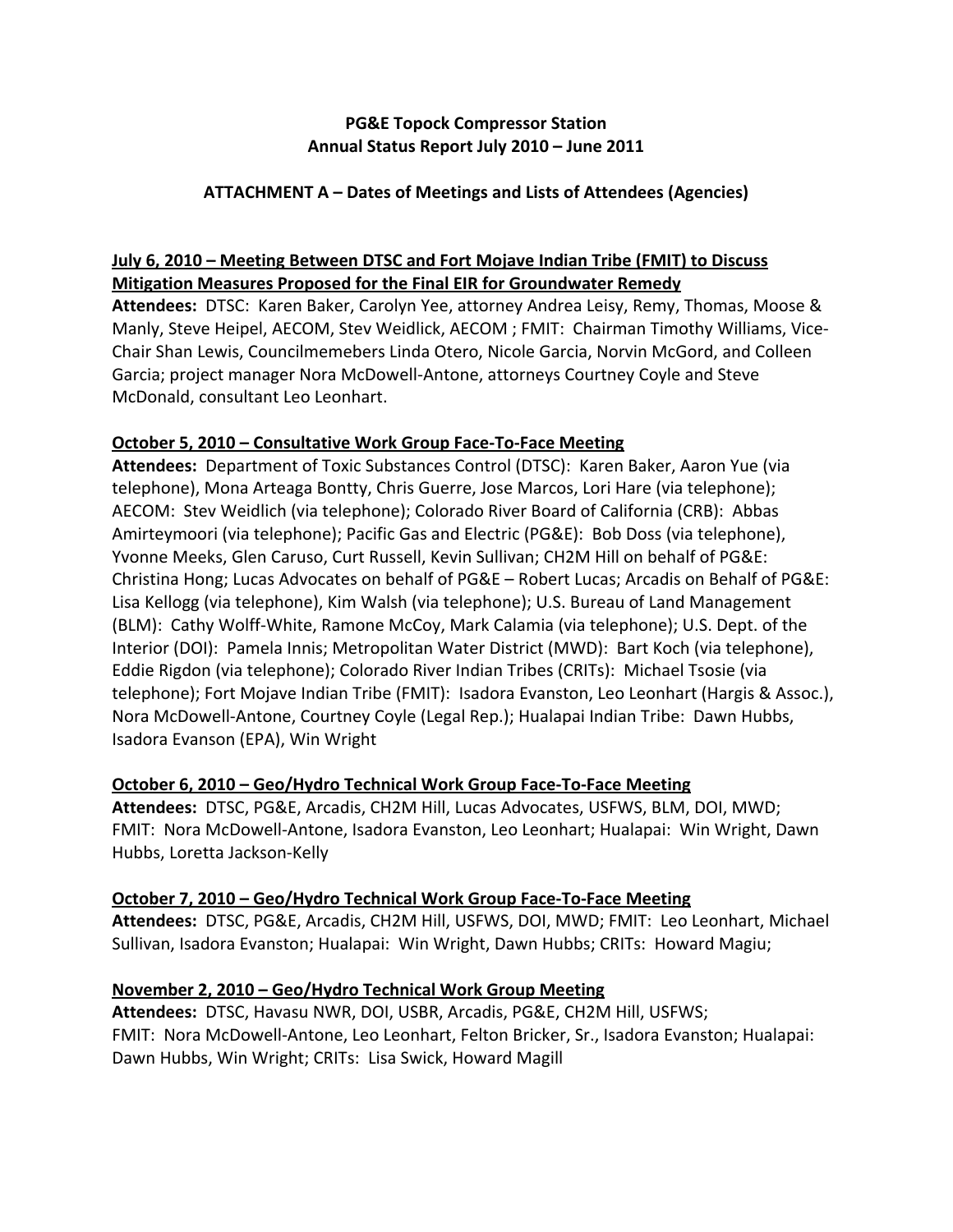**PG&E Topock Compressor Station**
**Annual Status Report July 2010 – June 2011**

**ATTACHMENT A – Dates of Meetings and Lists of Attendees (Agencies)**

**July 6, 2010 – Meeting Between DTSC and Fort Mojave Indian Tribe (FMIT) to Discuss Mitigation Measures Proposed for the Final EIR for Groundwater Remedy**
**Attendees:** DTSC: Karen Baker, Carolyn Yee, attorney Andrea Leisy, Remy, Thomas, Moose & Manly, Steve Heipel, AECOM, Stev Weidlick, AECOM ; FMIT: Chairman Timothy Williams, Vice-Chair Shan Lewis, Councilmemebers Linda Otero, Nicole Garcia, Norvin McGord, and Colleen Garcia; project manager Nora McDowell-Antone, attorneys Courtney Coyle and Steve McDonald, consultant Leo Leonhart.

**October 5, 2010 – Consultative Work Group Face-To-Face Meeting**
**Attendees:** Department of Toxic Substances Control (DTSC): Karen Baker, Aaron Yue (via telephone), Mona Arteaga Bontty, Chris Guerre, Jose Marcos, Lori Hare (via telephone); AECOM: Stev Weidlich (via telephone); Colorado River Board of California (CRB): Abbas Amirteymoori (via telephone); Pacific Gas and Electric (PG&E): Bob Doss (via telephone), Yvonne Meeks, Glen Caruso, Curt Russell, Kevin Sullivan; CH2M Hill on behalf of PG&E: Christina Hong; Lucas Advocates on behalf of PG&E – Robert Lucas; Arcadis on Behalf of PG&E: Lisa Kellogg (via telephone), Kim Walsh (via telephone); U.S. Bureau of Land Management (BLM): Cathy Wolff-White, Ramone McCoy, Mark Calamia (via telephone); U.S. Dept. of the Interior (DOI): Pamela Innis; Metropolitan Water District (MWD): Bart Koch (via telephone), Eddie Rigdon (via telephone); Colorado River Indian Tribes (CRITs): Michael Tsosie (via telephone); Fort Mojave Indian Tribe (FMIT): Isadora Evanston, Leo Leonhart (Hargis & Assoc.), Nora McDowell-Antone, Courtney Coyle (Legal Rep.); Hualapai Indian Tribe: Dawn Hubbs, Isadora Evanson (EPA), Win Wright

**October 6, 2010 – Geo/Hydro Technical Work Group Face-To-Face Meeting**
**Attendees:** DTSC, PG&E, Arcadis, CH2M Hill, Lucas Advocates, USFWS, BLM, DOI, MWD; FMIT: Nora McDowell-Antone, Isadora Evanston, Leo Leonhart; Hualapai: Win Wright, Dawn Hubbs, Loretta Jackson-Kelly

**October 7, 2010 – Geo/Hydro Technical Work Group Face-To-Face Meeting**
**Attendees:** DTSC, PG&E, Arcadis, CH2M Hill, USFWS, DOI, MWD; FMIT: Leo Leonhart, Michael Sullivan, Isadora Evanston; Hualapai: Win Wright, Dawn Hubbs; CRITs: Howard Magiu;

**November 2, 2010 – Geo/Hydro Technical Work Group Meeting**
**Attendees:** DTSC, Havasu NWR, DOI, USBR, Arcadis, PG&E, CH2M Hill, USFWS; FMIT: Nora McDowell-Antone, Leo Leonhart, Felton Bricker, Sr., Isadora Evanston; Hualapai: Dawn Hubbs, Win Wright; CRITs: Lisa Swick, Howard Magill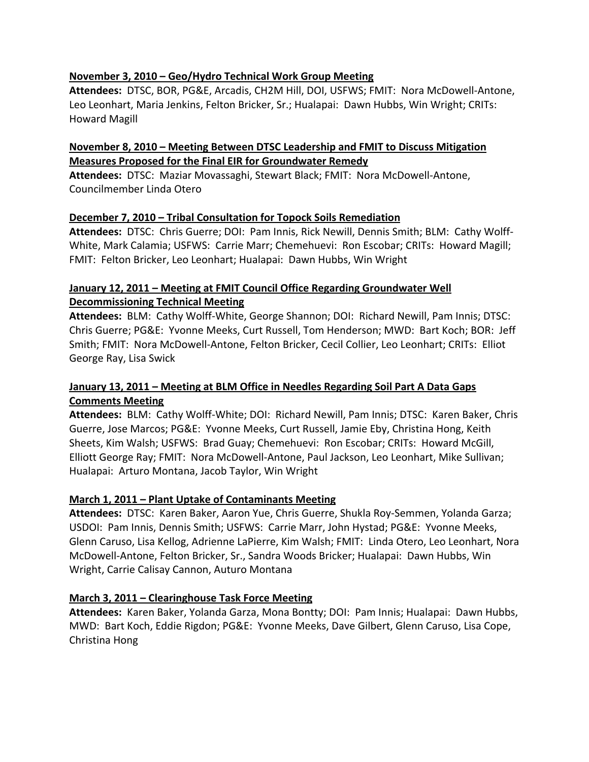**November 3, 2010 – Geo/Hydro Technical Work Group Meeting**
**Attendees:** DTSC, BOR, PG&E, Arcadis, CH2M Hill, DOI, USFWS; FMIT: Nora McDowell-Antone, Leo Leonhart, Maria Jenkins, Felton Bricker, Sr.; Hualapai: Dawn Hubbs, Win Wright; CRITs: Howard Magill

**November 8, 2010 – Meeting Between DTSC Leadership and FMIT to Discuss Mitigation Measures Proposed for the Final EIR for Groundwater Remedy**
**Attendees:** DTSC: Maziar Movassaghi, Stewart Black; FMIT: Nora McDowell-Antone, Councilmember Linda Otero

**December 7, 2010 – Tribal Consultation for Topock Soils Remediation**
**Attendees:** DTSC: Chris Guerre; DOI: Pam Innis, Rick Newill, Dennis Smith; BLM: Cathy Wolff-White, Mark Calamia; USFWS: Carrie Marr; Chemehuevi: Ron Escobar; CRITs: Howard Magill; FMIT: Felton Bricker, Leo Leonhart; Hualapai: Dawn Hubbs, Win Wright

**January 12, 2011 – Meeting at FMIT Council Office Regarding Groundwater Well Decommissioning Technical Meeting**
**Attendees:** BLM: Cathy Wolff-White, George Shannon; DOI: Richard Newill, Pam Innis; DTSC: Chris Guerre; PG&E: Yvonne Meeks, Curt Russell, Tom Henderson; MWD: Bart Koch; BOR: Jeff Smith; FMIT: Nora McDowell-Antone, Felton Bricker, Cecil Collier, Leo Leonhart; CRITs: Elliot George Ray, Lisa Swick

**January 13, 2011 – Meeting at BLM Office in Needles Regarding Soil Part A Data Gaps Comments Meeting**
**Attendees:** BLM: Cathy Wolff-White; DOI: Richard Newill, Pam Innis; DTSC: Karen Baker, Chris Guerre, Jose Marcos; PG&E: Yvonne Meeks, Curt Russell, Jamie Eby, Christina Hong, Keith Sheets, Kim Walsh; USFWS: Brad Guay; Chemehuevi: Ron Escobar; CRITs: Howard McGill, Elliott George Ray; FMIT: Nora McDowell-Antone, Paul Jackson, Leo Leonhart, Mike Sullivan; Hualapai: Arturo Montana, Jacob Taylor, Win Wright

**March 1, 2011 – Plant Uptake of Contaminants Meeting**
**Attendees:** DTSC: Karen Baker, Aaron Yue, Chris Guerre, Shukla Roy-Semmen, Yolanda Garza; USDOI: Pam Innis, Dennis Smith; USFWS: Carrie Marr, John Hystad; PG&E: Yvonne Meeks, Glenn Caruso, Lisa Kellog, Adrienne LaPierre, Kim Walsh; FMIT: Linda Otero, Leo Leonhart, Nora McDowell-Antone, Felton Bricker, Sr., Sandra Woods Bricker; Hualapai: Dawn Hubbs, Win Wright, Carrie Calisay Cannon, Auturo Montana

**March 3, 2011 – Clearinghouse Task Force Meeting**
**Attendees:** Karen Baker, Yolanda Garza, Mona Bontty; DOI: Pam Innis; Hualapai: Dawn Hubbs, MWD: Bart Koch, Eddie Rigdon; PG&E: Yvonne Meeks, Dave Gilbert, Glenn Caruso, Lisa Cope, Christina Hong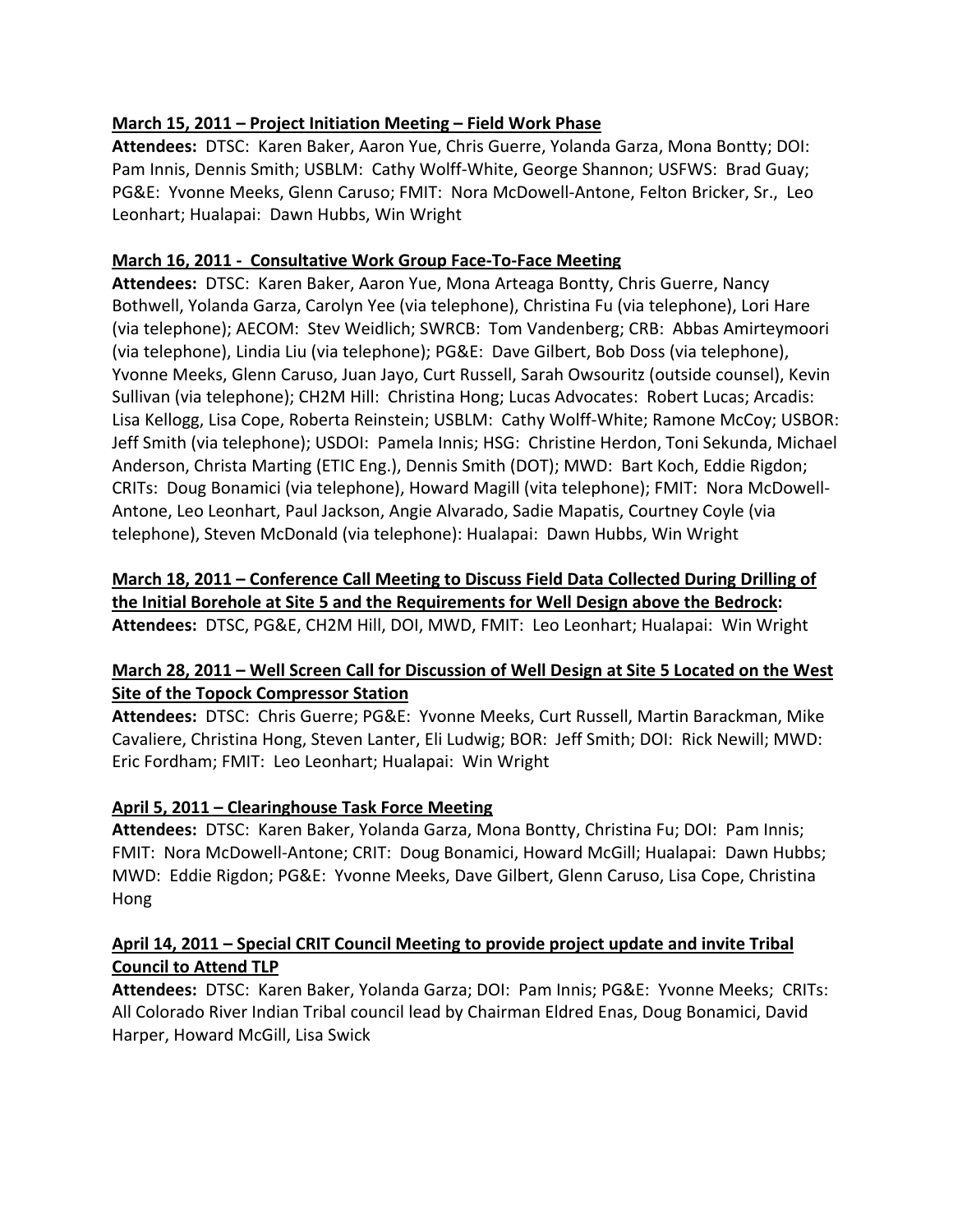**March 15, 2011 – Project Initiation Meeting – Field Work Phase**
**Attendees:** DTSC: Karen Baker, Aaron Yue, Chris Guerre, Yolanda Garza, Mona Bontty; DOI: Pam Innis, Dennis Smith; USBLM: Cathy Wolff-White, George Shannon; USFWS: Brad Guay; PG&E: Yvonne Meeks, Glenn Caruso; FMIT: Nora McDowell-Antone, Felton Bricker, Sr., Leo Leonhart; Hualapai: Dawn Hubbs, Win Wright

**March 16, 2011 - Consultative Work Group Face-To-Face Meeting**
**Attendees:** DTSC: Karen Baker, Aaron Yue, Mona Arteaga Bontty, Chris Guerre, Nancy Bothwell, Yolanda Garza, Carolyn Yee (via telephone), Christina Fu (via telephone), Lori Hare (via telephone); AECOM: Stev Weidlich; SWRCB: Tom Vandenberg; CRB: Abbas Amirteymoori (via telephone), Lindia Liu (via telephone); PG&E: Dave Gilbert, Bob Doss (via telephone), Yvonne Meeks, Glenn Caruso, Juan Jayo, Curt Russell, Sarah Owsouritz (outside counsel), Kevin Sullivan (via telephone); CH2M Hill: Christina Hong; Lucas Advocates: Robert Lucas; Arcadis: Lisa Kellogg, Lisa Cope, Roberta Reinstein; USBLM: Cathy Wolff-White; Ramone McCoy; USBOR: Jeff Smith (via telephone); USDOI: Pamela Innis; HSG: Christine Herdon, Toni Sekunda, Michael Anderson, Christa Marting (ETIC Eng.), Dennis Smith (DOT); MWD: Bart Koch, Eddie Rigdon; CRITs: Doug Bonamici (via telephone), Howard Magill (vita telephone); FMIT: Nora McDowell-Antone, Leo Leonhart, Paul Jackson, Angie Alvarado, Sadie Mapatis, Courtney Coyle (via telephone), Steven McDonald (via telephone): Hualapai: Dawn Hubbs, Win Wright

**March 18, 2011 – Conference Call Meeting to Discuss Field Data Collected During Drilling of the Initial Borehole at Site 5 and the Requirements for Well Design above the Bedrock:**
**Attendees:** DTSC, PG&E, CH2M Hill, DOI, MWD, FMIT: Leo Leonhart; Hualapai: Win Wright

**March 28, 2011 – Well Screen Call for Discussion of Well Design at Site 5 Located on the West Site of the Topock Compressor Station**
**Attendees:** DTSC: Chris Guerre; PG&E: Yvonne Meeks, Curt Russell, Martin Barackman, Mike Cavaliere, Christina Hong, Steven Lanter, Eli Ludwig; BOR: Jeff Smith; DOI: Rick Newill; MWD: Eric Fordham; FMIT: Leo Leonhart; Hualapai: Win Wright

**April 5, 2011 – Clearinghouse Task Force Meeting**
**Attendees:** DTSC: Karen Baker, Yolanda Garza, Mona Bontty, Christina Fu; DOI: Pam Innis; FMIT: Nora McDowell-Antone; CRIT: Doug Bonamici, Howard McGill; Hualapai: Dawn Hubbs; MWD: Eddie Rigdon; PG&E: Yvonne Meeks, Dave Gilbert, Glenn Caruso, Lisa Cope, Christina Hong

**April 14, 2011 – Special CRIT Council Meeting to provide project update and invite Tribal Council to Attend TLP**
**Attendees:** DTSC: Karen Baker, Yolanda Garza; DOI: Pam Innis; PG&E: Yvonne Meeks; CRITs: All Colorado River Indian Tribal council lead by Chairman Eldred Enas, Doug Bonamici, David Harper, Howard McGill, Lisa Swick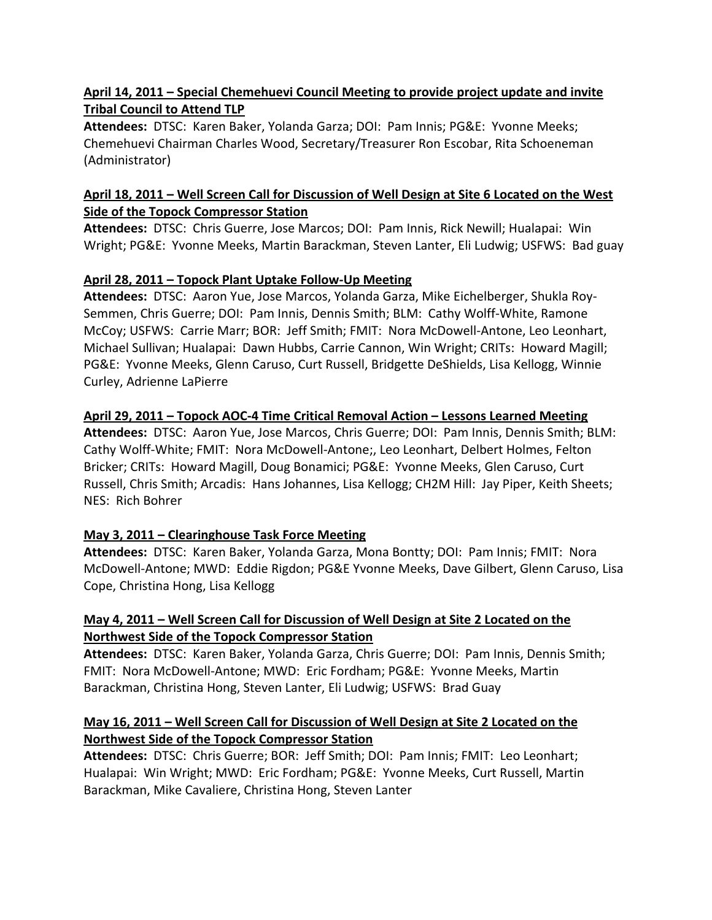**April 14, 2011 – Special Chemehuevi Council Meeting to provide project update and invite Tribal Council to Attend TLP**

**Attendees:** DTSC: Karen Baker, Yolanda Garza; DOI: Pam Innis; PG&E: Yvonne Meeks; Chemehuevi Chairman Charles Wood, Secretary/Treasurer Ron Escobar, Rita Schoeneman (Administrator)

**April 18, 2011 – Well Screen Call for Discussion of Well Design at Site 6 Located on the West Side of the Topock Compressor Station**

**Attendees:** DTSC: Chris Guerre, Jose Marcos; DOI: Pam Innis, Rick Newill; Hualapai: Win Wright; PG&E: Yvonne Meeks, Martin Barackman, Steven Lanter, Eli Ludwig; USFWS: Bad guay

**April 28, 2011 – Topock Plant Uptake Follow-Up Meeting**

**Attendees:** DTSC: Aaron Yue, Jose Marcos, Yolanda Garza, Mike Eichelberger, Shukla Roy-Semmen, Chris Guerre; DOI: Pam Innis, Dennis Smith; BLM: Cathy Wolff-White, Ramone McCoy; USFWS: Carrie Marr; BOR: Jeff Smith; FMIT: Nora McDowell-Antone, Leo Leonhart, Michael Sullivan; Hualapai: Dawn Hubbs, Carrie Cannon, Win Wright; CRITs: Howard Magill; PG&E: Yvonne Meeks, Glenn Caruso, Curt Russell, Bridgette DeShields, Lisa Kellogg, Winnie Curley, Adrienne LaPierre

**April 29, 2011 – Topock AOC-4 Time Critical Removal Action – Lessons Learned Meeting**

**Attendees:** DTSC: Aaron Yue, Jose Marcos, Chris Guerre; DOI: Pam Innis, Dennis Smith; BLM: Cathy Wolff-White; FMIT: Nora McDowell-Antone;, Leo Leonhart, Delbert Holmes, Felton Bricker; CRITs: Howard Magill, Doug Bonamici; PG&E: Yvonne Meeks, Glen Caruso, Curt Russell, Chris Smith; Arcadis: Hans Johannes, Lisa Kellogg; CH2M Hill: Jay Piper, Keith Sheets; NES: Rich Bohrer

**May 3, 2011 – Clearinghouse Task Force Meeting**

**Attendees:** DTSC: Karen Baker, Yolanda Garza, Mona Bontty; DOI: Pam Innis; FMIT: Nora McDowell-Antone; MWD: Eddie Rigdon; PG&E Yvonne Meeks, Dave Gilbert, Glenn Caruso, Lisa Cope, Christina Hong, Lisa Kellogg

**May 4, 2011 – Well Screen Call for Discussion of Well Design at Site 2 Located on the Northwest Side of the Topock Compressor Station**

**Attendees:** DTSC: Karen Baker, Yolanda Garza, Chris Guerre; DOI: Pam Innis, Dennis Smith; FMIT: Nora McDowell-Antone; MWD: Eric Fordham; PG&E: Yvonne Meeks, Martin Barackman, Christina Hong, Steven Lanter, Eli Ludwig; USFWS: Brad Guay

**May 16, 2011 – Well Screen Call for Discussion of Well Design at Site 2 Located on the Northwest Side of the Topock Compressor Station**

**Attendees:** DTSC: Chris Guerre; BOR: Jeff Smith; DOI: Pam Innis; FMIT: Leo Leonhart; Hualapai: Win Wright; MWD: Eric Fordham; PG&E: Yvonne Meeks, Curt Russell, Martin Barackman, Mike Cavaliere, Christina Hong, Steven Lanter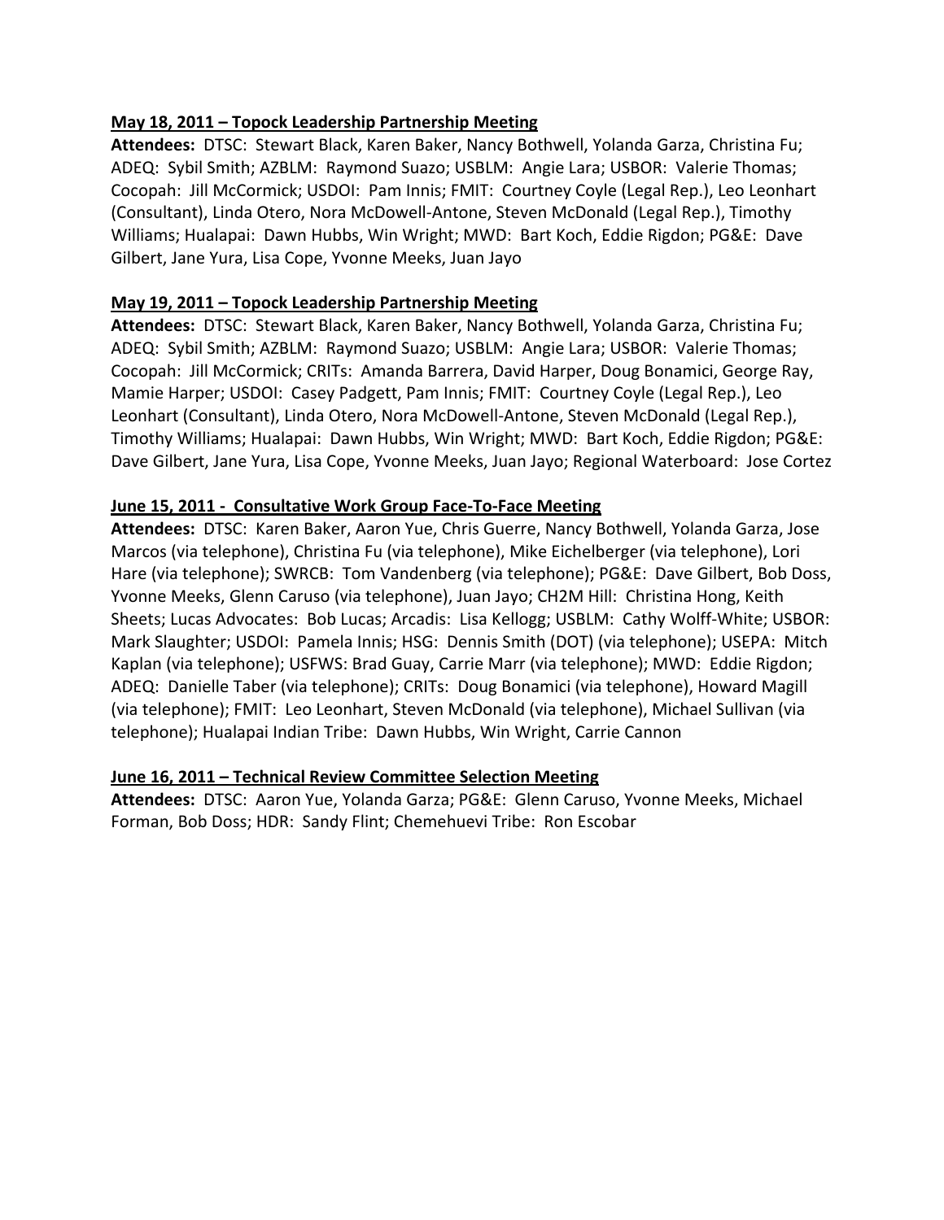**May 18, 2011 – Topock Leadership Partnership Meeting**

**Attendees:** DTSC: Stewart Black, Karen Baker, Nancy Bothwell, Yolanda Garza, Christina Fu; ADEQ: Sybil Smith; AZBLM: Raymond Suazo; USBLM: Angie Lara; USBOR: Valerie Thomas; Cocopah: Jill McCormick; USDOI: Pam Innis; FMIT: Courtney Coyle (Legal Rep.), Leo Leonhart (Consultant), Linda Otero, Nora McDowell-Antone, Steven McDonald (Legal Rep.), Timothy Williams; Hualapai: Dawn Hubbs, Win Wright; MWD: Bart Koch, Eddie Rigdon; PG&E: Dave Gilbert, Jane Yura, Lisa Cope, Yvonne Meeks, Juan Jayo

**May 19, 2011 – Topock Leadership Partnership Meeting**

**Attendees:** DTSC: Stewart Black, Karen Baker, Nancy Bothwell, Yolanda Garza, Christina Fu; ADEQ: Sybil Smith; AZBLM: Raymond Suazo; USBLM: Angie Lara; USBOR: Valerie Thomas; Cocopah: Jill McCormick; CRITs: Amanda Barrera, David Harper, Doug Bonamici, George Ray, Mamie Harper; USDOI: Casey Padgett, Pam Innis; FMIT: Courtney Coyle (Legal Rep.), Leo Leonhart (Consultant), Linda Otero, Nora McDowell-Antone, Steven McDonald (Legal Rep.), Timothy Williams; Hualapai: Dawn Hubbs, Win Wright; MWD: Bart Koch, Eddie Rigdon; PG&E: Dave Gilbert, Jane Yura, Lisa Cope, Yvonne Meeks, Juan Jayo; Regional Waterboard: Jose Cortez

**June 15, 2011 - Consultative Work Group Face-To-Face Meeting**

**Attendees:** DTSC: Karen Baker, Aaron Yue, Chris Guerre, Nancy Bothwell, Yolanda Garza, Jose Marcos (via telephone), Christina Fu (via telephone), Mike Eichelberger (via telephone), Lori Hare (via telephone); SWRCB: Tom Vandenberg (via telephone); PG&E: Dave Gilbert, Bob Doss, Yvonne Meeks, Glenn Caruso (via telephone), Juan Jayo; CH2M Hill: Christina Hong, Keith Sheets; Lucas Advocates: Bob Lucas; Arcadis: Lisa Kellogg; USBLM: Cathy Wolff-White; USBOR: Mark Slaughter; USDOI: Pamela Innis; HSG: Dennis Smith (DOT) (via telephone); USEPA: Mitch Kaplan (via telephone); USFWS: Brad Guay, Carrie Marr (via telephone); MWD: Eddie Rigdon; ADEQ: Danielle Taber (via telephone); CRITs: Doug Bonamici (via telephone), Howard Magill (via telephone); FMIT: Leo Leonhart, Steven McDonald (via telephone), Michael Sullivan (via telephone); Hualapai Indian Tribe: Dawn Hubbs, Win Wright, Carrie Cannon

**June 16, 2011 – Technical Review Committee Selection Meeting**

**Attendees:** DTSC: Aaron Yue, Yolanda Garza; PG&E: Glenn Caruso, Yvonne Meeks, Michael Forman, Bob Doss; HDR: Sandy Flint; Chemehuevi Tribe: Ron Escobar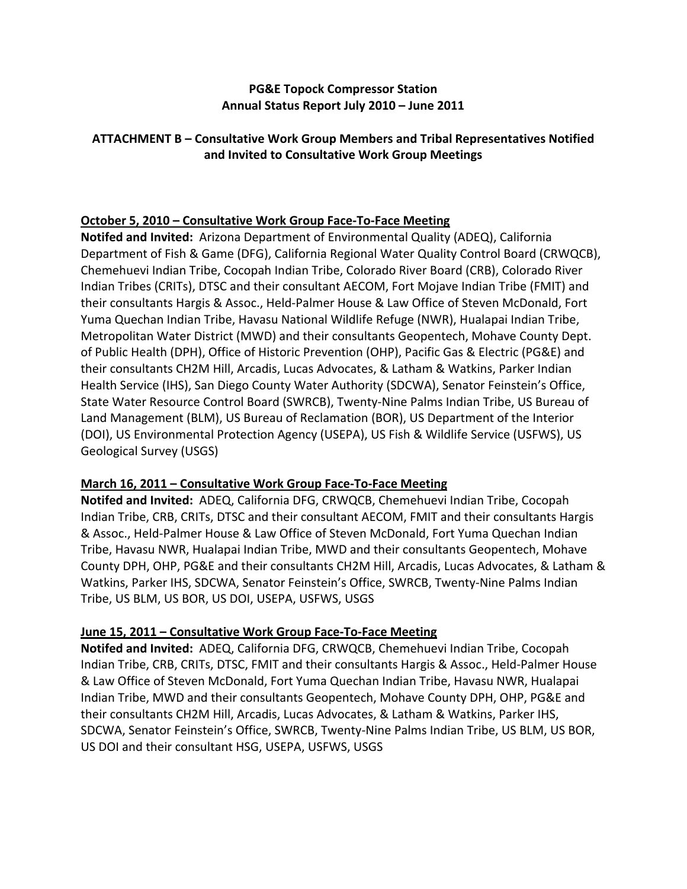**PG&E Topock Compressor Station**
**Annual Status Report July 2010 – June 2011**

**ATTACHMENT B – Consultative Work Group Members and Tribal Representatives Notified and Invited to Consultative Work Group Meetings**

**October 5, 2010 – Consultative Work Group Face-To-Face Meeting**

**Notifed and Invited:** Arizona Department of Environmental Quality (ADEQ), California Department of Fish & Game (DFG), California Regional Water Quality Control Board (CRWQCB), Chemehuevi Indian Tribe, Cocopah Indian Tribe, Colorado River Board (CRB), Colorado River Indian Tribes (CRITs), DTSC and their consultant AECOM, Fort Mojave Indian Tribe (FMIT) and their consultants Hargis & Assoc., Held-Palmer House & Law Office of Steven McDonald, Fort Yuma Quechan Indian Tribe, Havasu National Wildlife Refuge (NWR), Hualapai Indian Tribe, Metropolitan Water District (MWD) and their consultants Geopentech, Mohave County Dept. of Public Health (DPH), Office of Historic Prevention (OHP), Pacific Gas & Electric (PG&E) and their consultants CH2M Hill, Arcadis, Lucas Advocates, & Latham & Watkins, Parker Indian Health Service (IHS), San Diego County Water Authority (SDCWA), Senator Feinstein's Office, State Water Resource Control Board (SWRCB), Twenty-Nine Palms Indian Tribe, US Bureau of Land Management (BLM), US Bureau of Reclamation (BOR), US Department of the Interior (DOI), US Environmental Protection Agency (USEPA), US Fish & Wildlife Service (USFWS), US Geological Survey (USGS)

**March 16, 2011 – Consultative Work Group Face-To-Face Meeting**

**Notifed and Invited:** ADEQ, California DFG, CRWQCB, Chemehuevi Indian Tribe, Cocopah Indian Tribe, CRB, CRITs, DTSC and their consultant AECOM, FMIT and their consultants Hargis & Assoc., Held-Palmer House & Law Office of Steven McDonald, Fort Yuma Quechan Indian Tribe, Havasu NWR, Hualapai Indian Tribe, MWD and their consultants Geopentech, Mohave County DPH, OHP, PG&E and their consultants CH2M Hill, Arcadis, Lucas Advocates, & Latham & Watkins, Parker IHS, SDCWA, Senator Feinstein's Office, SWRCB, Twenty-Nine Palms Indian Tribe, US BLM, US BOR, US DOI, USEPA, USFWS, USGS

**June 15, 2011 – Consultative Work Group Face-To-Face Meeting**

**Notifed and Invited:** ADEQ, California DFG, CRWQCB, Chemehuevi Indian Tribe, Cocopah Indian Tribe, CRB, CRITs, DTSC, FMIT and their consultants Hargis & Assoc., Held-Palmer House & Law Office of Steven McDonald, Fort Yuma Quechan Indian Tribe, Havasu NWR, Hualapai Indian Tribe, MWD and their consultants Geopentech, Mohave County DPH, OHP, PG&E and their consultants CH2M Hill, Arcadis, Lucas Advocates, & Latham & Watkins, Parker IHS, SDCWA, Senator Feinstein's Office, SWRCB, Twenty-Nine Palms Indian Tribe, US BLM, US BOR, US DOI and their consultant HSG, USEPA, USFWS, USGS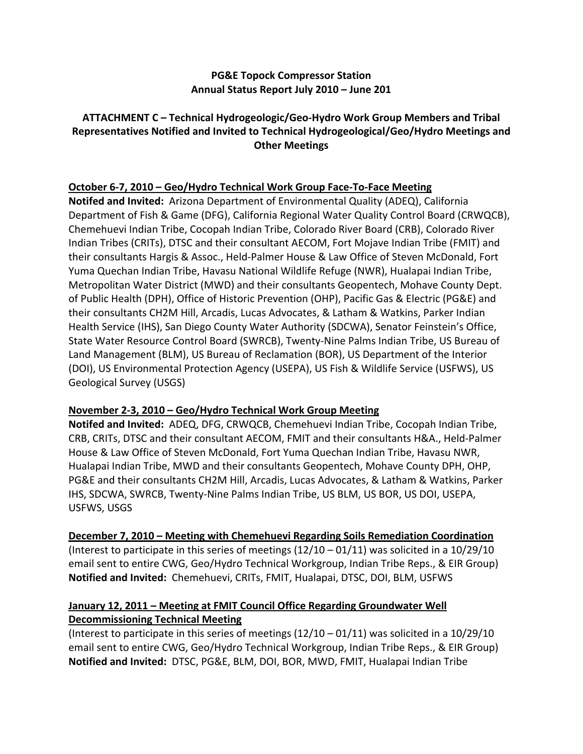**PG&E Topock Compressor Station**
**Annual Status Report July 2010 – June 201**

**ATTACHMENT C – Technical Hydrogeologic/Geo-Hydro Work Group Members and Tribal Representatives Notified and Invited to Technical Hydrogeological/Geo/Hydro Meetings and Other Meetings**

**October 6-7, 2010 – Geo/Hydro Technical Work Group Face-To-Face Meeting**

**Notifed and Invited:** Arizona Department of Environmental Quality (ADEQ), California Department of Fish & Game (DFG), California Regional Water Quality Control Board (CRWQCB), Chemehuevi Indian Tribe, Cocopah Indian Tribe, Colorado River Board (CRB), Colorado River Indian Tribes (CRITs), DTSC and their consultant AECOM, Fort Mojave Indian Tribe (FMIT) and their consultants Hargis & Assoc., Held-Palmer House & Law Office of Steven McDonald, Fort Yuma Quechan Indian Tribe, Havasu National Wildlife Refuge (NWR), Hualapai Indian Tribe, Metropolitan Water District (MWD) and their consultants Geopentech, Mohave County Dept. of Public Health (DPH), Office of Historic Prevention (OHP), Pacific Gas & Electric (PG&E) and their consultants CH2M Hill, Arcadis, Lucas Advocates, & Latham & Watkins, Parker Indian Health Service (IHS), San Diego County Water Authority (SDCWA), Senator Feinstein's Office, State Water Resource Control Board (SWRCB), Twenty-Nine Palms Indian Tribe, US Bureau of Land Management (BLM), US Bureau of Reclamation (BOR), US Department of the Interior (DOI), US Environmental Protection Agency (USEPA), US Fish & Wildlife Service (USFWS), US Geological Survey (USGS)

**November 2-3, 2010 – Geo/Hydro Technical Work Group Meeting**

**Notifed and Invited:** ADEQ, DFG, CRWQCB, Chemehuevi Indian Tribe, Cocopah Indian Tribe, CRB, CRITs, DTSC and their consultant AECOM, FMIT and their consultants H&A., Held-Palmer House & Law Office of Steven McDonald, Fort Yuma Quechan Indian Tribe, Havasu NWR, Hualapai Indian Tribe, MWD and their consultants Geopentech, Mohave County DPH, OHP, PG&E and their consultants CH2M Hill, Arcadis, Lucas Advocates, & Latham & Watkins, Parker IHS, SDCWA, SWRCB, Twenty-Nine Palms Indian Tribe, US BLM, US BOR, US DOI, USEPA, USFWS, USGS

**December 7, 2010 – Meeting with Chemehuevi Regarding Soils Remediation Coordination**

(Interest to participate in this series of meetings (12/10 – 01/11) was solicited in a 10/29/10 email sent to entire CWG, Geo/Hydro Technical Workgroup, Indian Tribe Reps., & EIR Group)
**Notified and Invited:** Chemehuevi, CRITs, FMIT, Hualapai, DTSC, DOI, BLM, USFWS

**January 12, 2011 – Meeting at FMIT Council Office Regarding Groundwater Well Decommissioning Technical Meeting**

(Interest to participate in this series of meetings (12/10 – 01/11) was solicited in a 10/29/10 email sent to entire CWG, Geo/Hydro Technical Workgroup, Indian Tribe Reps., & EIR Group)
**Notified and Invited:** DTSC, PG&E, BLM, DOI, BOR, MWD, FMIT, Hualapai Indian Tribe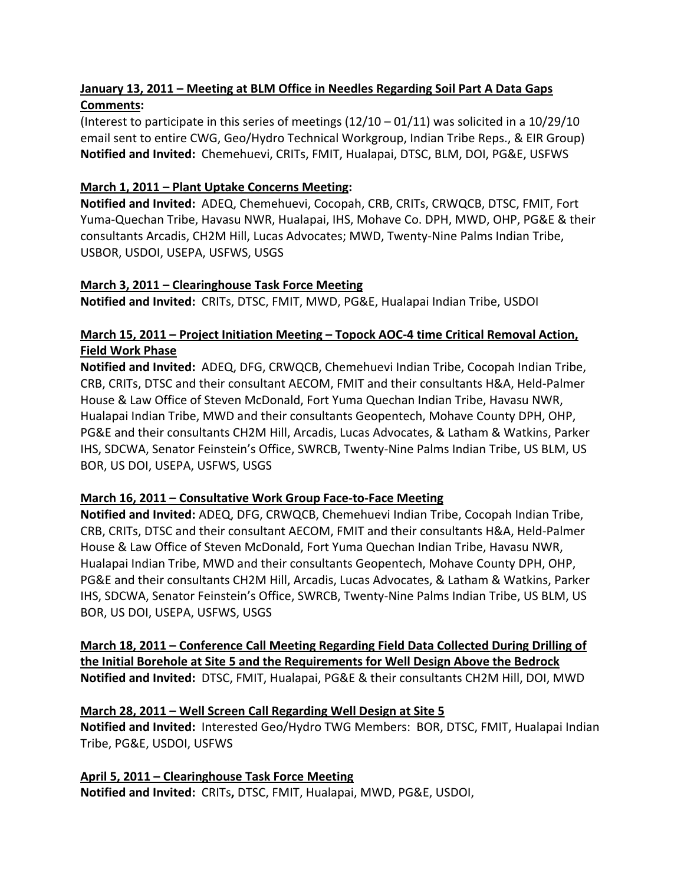**January 13, 2011 – Meeting at BLM Office in Needles Regarding Soil Part A Data Gaps Comments:**

(Interest to participate in this series of meetings (12/10 – 01/11) was solicited in a 10/29/10 email sent to entire CWG, Geo/Hydro Technical Workgroup, Indian Tribe Reps., & EIR Group)
**Notified and Invited:** Chemehuevi, CRITs, FMIT, Hualapai, DTSC, BLM, DOI, PG&E, USFWS

**March 1, 2011 – Plant Uptake Concerns Meeting:**

**Notified and Invited:** ADEQ, Chemehuevi, Cocopah, CRB, CRITs, CRWQCB, DTSC, FMIT, Fort Yuma-Quechan Tribe, Havasu NWR, Hualapai, IHS, Mohave Co. DPH, MWD, OHP, PG&E & their consultants Arcadis, CH2M Hill, Lucas Advocates; MWD, Twenty-Nine Palms Indian Tribe, USBOR, USDOI, USEPA, USFWS, USGS

**March 3, 2011 – Clearinghouse Task Force Meeting**

**Notified and Invited:** CRITs, DTSC, FMIT, MWD, PG&E, Hualapai Indian Tribe, USDOI

**March 15, 2011 – Project Initiation Meeting – Topock AOC-4 time Critical Removal Action, Field Work Phase**

**Notified and Invited:** ADEQ, DFG, CRWQCB, Chemehuevi Indian Tribe, Cocopah Indian Tribe, CRB, CRITs, DTSC and their consultant AECOM, FMIT and their consultants H&A, Held-Palmer House & Law Office of Steven McDonald, Fort Yuma Quechan Indian Tribe, Havasu NWR, Hualapai Indian Tribe, MWD and their consultants Geopentech, Mohave County DPH, OHP, PG&E and their consultants CH2M Hill, Arcadis, Lucas Advocates, & Latham & Watkins, Parker IHS, SDCWA, Senator Feinstein's Office, SWRCB, Twenty-Nine Palms Indian Tribe, US BLM, US BOR, US DOI, USEPA, USFWS, USGS

**March 16, 2011 – Consultative Work Group Face-to-Face Meeting**

**Notified and Invited:** ADEQ, DFG, CRWQCB, Chemehuevi Indian Tribe, Cocopah Indian Tribe, CRB, CRITs, DTSC and their consultant AECOM, FMIT and their consultants H&A, Held-Palmer House & Law Office of Steven McDonald, Fort Yuma Quechan Indian Tribe, Havasu NWR, Hualapai Indian Tribe, MWD and their consultants Geopentech, Mohave County DPH, OHP, PG&E and their consultants CH2M Hill, Arcadis, Lucas Advocates, & Latham & Watkins, Parker IHS, SDCWA, Senator Feinstein's Office, SWRCB, Twenty-Nine Palms Indian Tribe, US BLM, US BOR, US DOI, USEPA, USFWS, USGS

**March 18, 2011 – Conference Call Meeting Regarding Field Data Collected During Drilling of the Initial Borehole at Site 5 and the Requirements for Well Design Above the Bedrock**

**Notified and Invited:** DTSC, FMIT, Hualapai, PG&E & their consultants CH2M Hill, DOI, MWD

**March 28, 2011 – Well Screen Call Regarding Well Design at Site 5**

**Notified and Invited:** Interested Geo/Hydro TWG Members: BOR, DTSC, FMIT, Hualapai Indian Tribe, PG&E, USDOI, USFWS

**April 5, 2011 – Clearinghouse Task Force Meeting**

**Notified and Invited:** CRITs**,** DTSC, FMIT, Hualapai, MWD, PG&E, USDOI,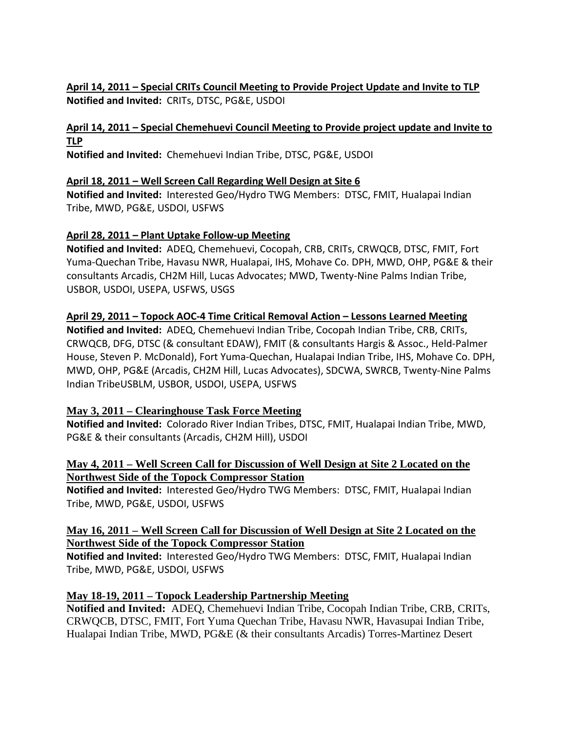**April 14, 2011 – Special CRITs Council Meeting to Provide Project Update and Invite to TLP**
**Notified and Invited:** CRITs, DTSC, PG&E, USDOI

**April 14, 2011 – Special Chemehuevi Council Meeting to Provide project update and Invite to TLP**
**Notified and Invited:** Chemehuevi Indian Tribe, DTSC, PG&E, USDOI

**April 18, 2011 – Well Screen Call Regarding Well Design at Site 6**
**Notified and Invited:** Interested Geo/Hydro TWG Members: DTSC, FMIT, Hualapai Indian Tribe, MWD, PG&E, USDOI, USFWS

**April 28, 2011 – Plant Uptake Follow-up Meeting**
**Notified and Invited:** ADEQ, Chemehuevi, Cocopah, CRB, CRITs, CRWQCB, DTSC, FMIT, Fort Yuma-Quechan Tribe, Havasu NWR, Hualapai, IHS, Mohave Co. DPH, MWD, OHP, PG&E & their consultants Arcadis, CH2M Hill, Lucas Advocates; MWD, Twenty-Nine Palms Indian Tribe, USBOR, USDOI, USEPA, USFWS, USGS

**April 29, 2011 – Topock AOC-4 Time Critical Removal Action – Lessons Learned Meeting**
**Notified and Invited:** ADEQ, Chemehuevi Indian Tribe, Cocopah Indian Tribe, CRB, CRITs, CRWQCB, DFG, DTSC (& consultant EDAW), FMIT (& consultants Hargis & Assoc., Held-Palmer House, Steven P. McDonald), Fort Yuma-Quechan, Hualapai Indian Tribe, IHS, Mohave Co. DPH, MWD, OHP, PG&E (Arcadis, CH2M Hill, Lucas Advocates), SDCWA, SWRCB, Twenty-Nine Palms Indian TribeUSBLM, USBOR, USDOI, USEPA, USFWS

**May 3, 2011 – Clearinghouse Task Force Meeting**
**Notified and Invited:** Colorado River Indian Tribes, DTSC, FMIT, Hualapai Indian Tribe, MWD, PG&E & their consultants (Arcadis, CH2M Hill), USDOI

**May 4, 2011 – Well Screen Call for Discussion of Well Design at Site 2 Located on the Northwest Side of the Topock Compressor Station**
**Notified and Invited:** Interested Geo/Hydro TWG Members: DTSC, FMIT, Hualapai Indian Tribe, MWD, PG&E, USDOI, USFWS

**May 16, 2011 – Well Screen Call for Discussion of Well Design at Site 2 Located on the Northwest Side of the Topock Compressor Station**
**Notified and Invited:** Interested Geo/Hydro TWG Members: DTSC, FMIT, Hualapai Indian Tribe, MWD, PG&E, USDOI, USFWS

**May 18-19, 2011 – Topock Leadership Partnership Meeting**
**Notified and Invited:** ADEQ, Chemehuevi Indian Tribe, Cocopah Indian Tribe, CRB, CRITs, CRWQCB, DTSC, FMIT, Fort Yuma Quechan Tribe, Havasu NWR, Havasupai Indian Tribe, Hualapai Indian Tribe, MWD, PG&E (& their consultants Arcadis) Torres-Martinez Desert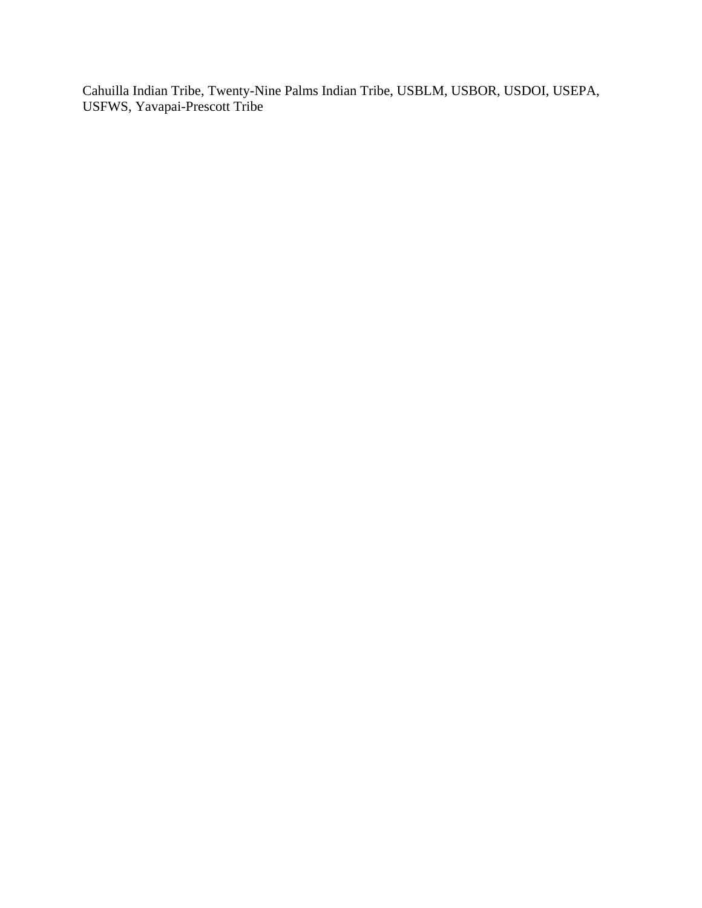Cahuilla Indian Tribe, Twenty-Nine Palms Indian Tribe, USBLM, USBOR, USDOI, USEPA, USFWS, Yavapai-Prescott Tribe